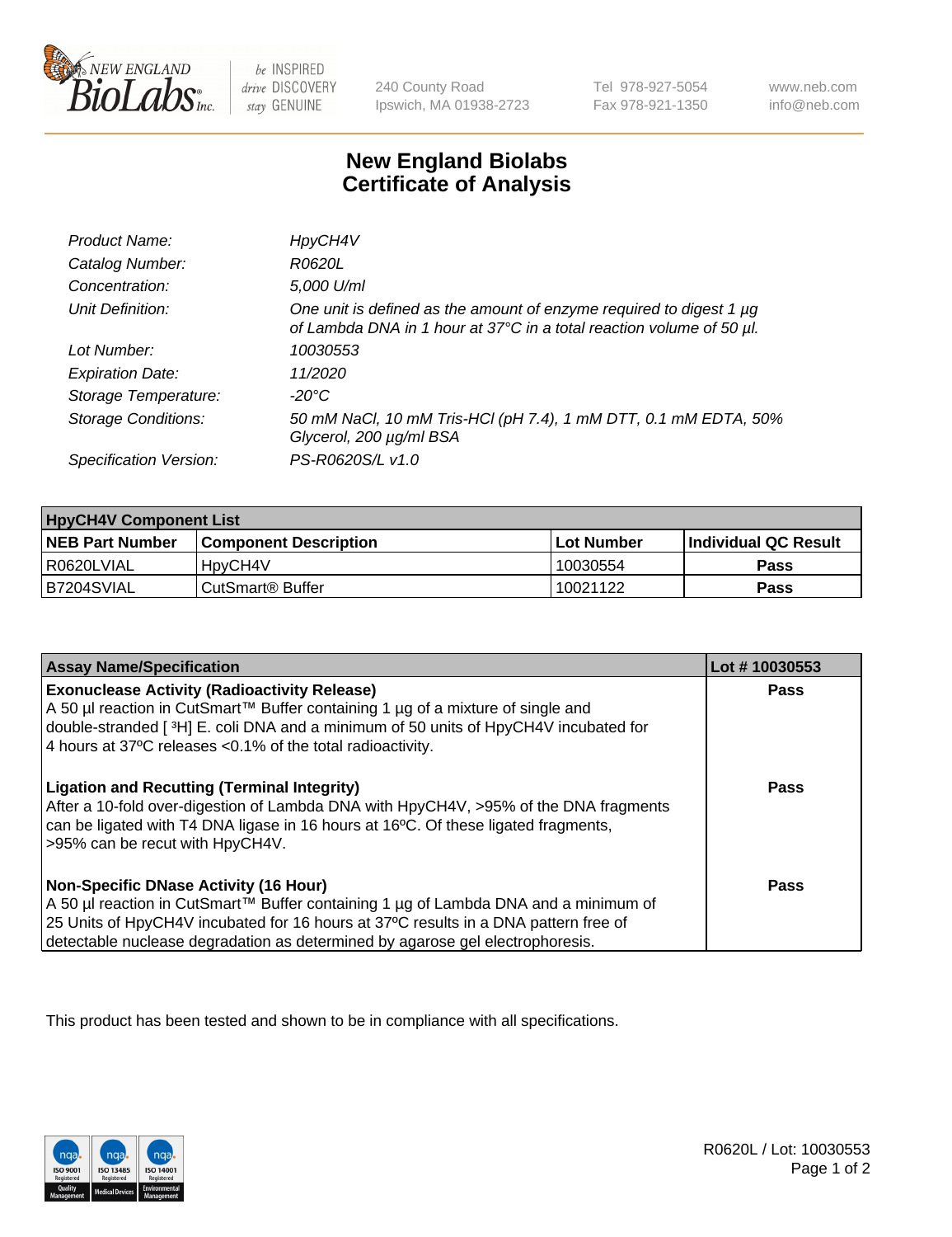# New England Biolabs Certificate of Analysis

| | |
|---|---|
| *Product Name:* | *HpyCH4V* |
| *Catalog Number:* | *R0620L* |
| *Concentration:* | *5,000 U/ml* |
| *Unit Definition:* | *One unit is defined as the amount of enzyme required to digest 1 µg of Lambda DNA in 1 hour at 37°C in a total reaction volume of 50 µl.* |
| *Lot Number:* | *10030553* |
| *Expiration Date:* | *11/2020* |
| *Storage Temperature:* | *-20°C* |
| *Storage Conditions:* | *50 mM NaCl, 10 mM Tris-HCl (pH 7.4), 1 mM DTT, 0.1 mM EDTA, 50% Glycerol, 200 µg/ml BSA* |
| *Specification Version:* | *PS-R0620S/L v1.0* |

| HpyCH4V Component List | | | |
|---|---|---|---|
| **NEB Part Number** | **Component Description** | **Lot Number** | **Individual QC Result** |
| R0620LVIAL | HpyCH4V | 10030554 | **Pass** |
| B7204SVIAL | CutSmart® Buffer | 10021122 | **Pass** |

| Assay Name/Specification | Lot # 10030553 |
|---|---|
| **Exonuclease Activity (Radioactivity Release)** A 50 µl reaction in CutSmart™ Buffer containing 1 µg of a mixture of single and double-stranded [ $^3$H] E. coli DNA and a minimum of 50 units of HpyCH4V incubated for 4 hours at 37ºC releases <0.1% of the total radioactivity. | **Pass** |
| **Ligation and Recutting (Terminal Integrity)** After a 10-fold over-digestion of Lambda DNA with HpyCH4V, >95% of the DNA fragments can be ligated with T4 DNA ligase in 16 hours at 16ºC. Of these ligated fragments, >95% can be recut with HpyCH4V. | **Pass** |
| **Non-Specific DNase Activity (16 Hour)** A 50 µl reaction in CutSmart™ Buffer containing 1 µg of Lambda DNA and a minimum of 25 Units of HpyCH4V incubated for 16 hours at 37ºC results in a DNA pattern free of detectable nuclease degradation as determined by agarose gel electrophoresis. | **Pass** |

This product has been tested and shown to be in compliance with all specifications.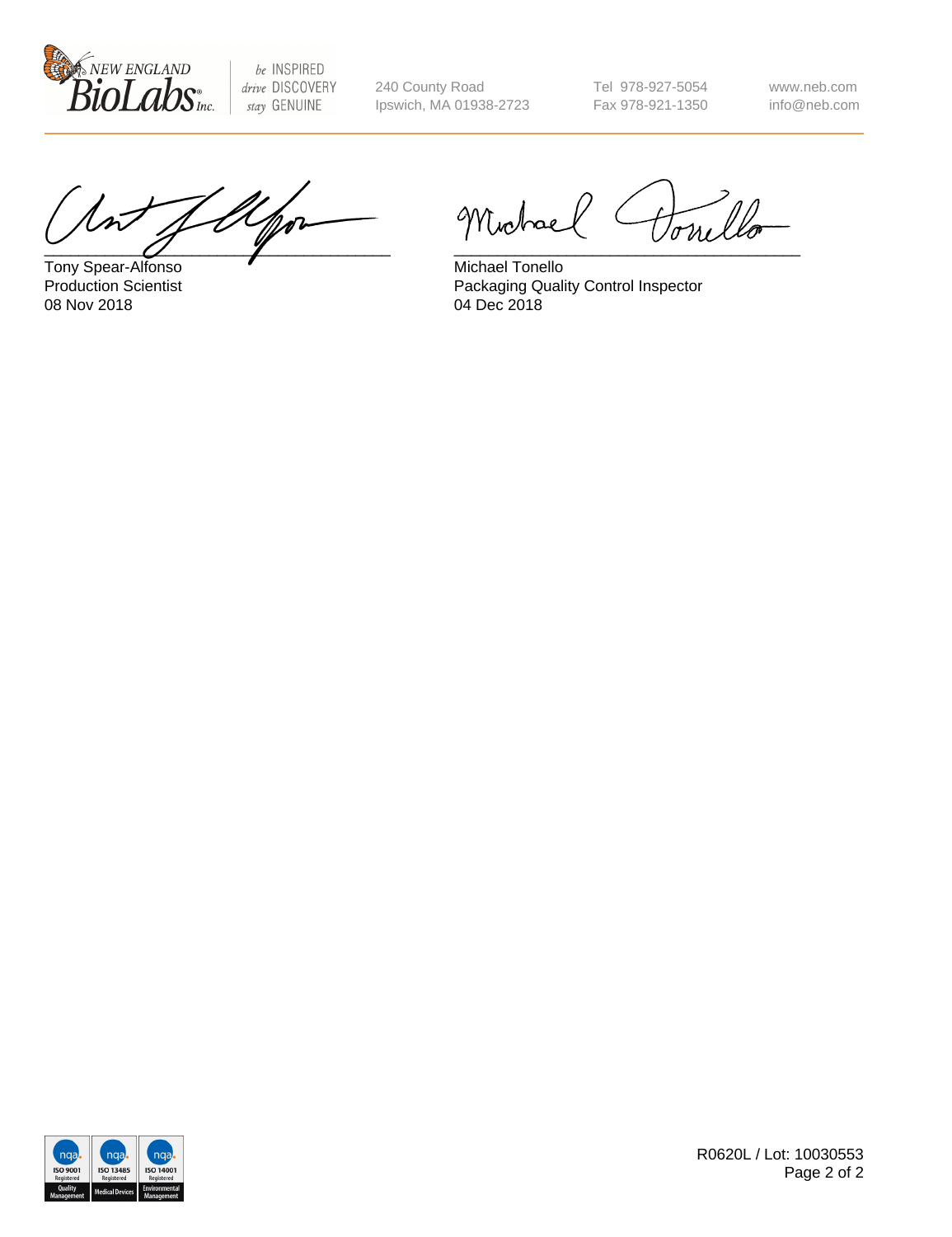Tony Spear-Alfonso
Production Scientist
08 Nov 2018

Michael Tonello
Packaging Quality Control Inspector
04 Dec 2018

R0620L / Lot: 10030553